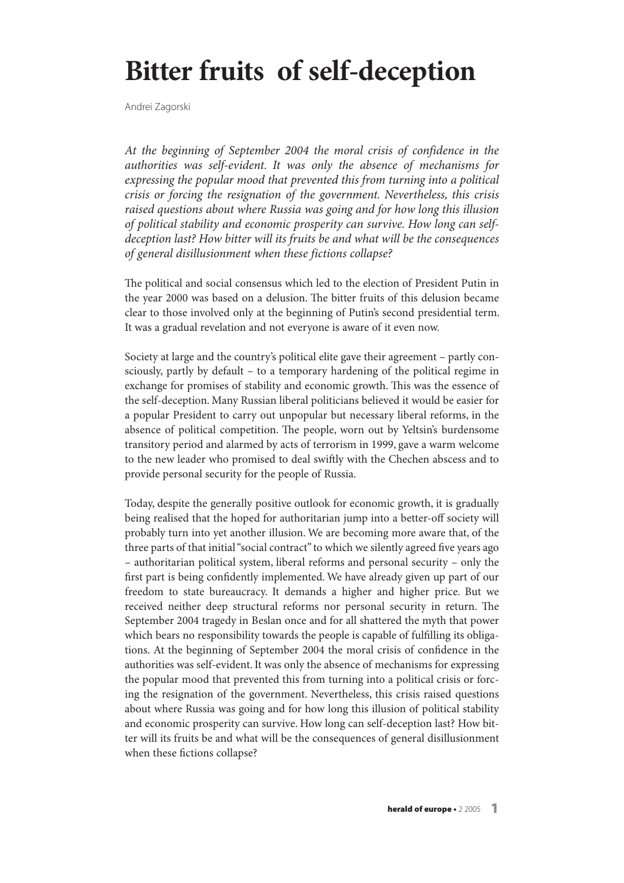# Bitter fruits of self-deception

Andrei Zagorski

*At the beginning of September 2004 the moral crisis of confidence in the authorities was self-evident. It was only the absence of mechanisms for expressing the popular mood that prevented this from turning into a political crisis or forcing the resignation of the government. Nevertheless, this crisis raised questions about where Russia was going and for how long this illusion of political stability and economic prosperity can survive. How long can self-deception last? How bitter will its fruits be and what will be the consequences of general disillusionment when these fictions collapse?*

The political and social consensus which led to the election of President Putin in the year 2000 was based on a delusion. The bitter fruits of this delusion became clear to those involved only at the beginning of Putin's second presidential term. It was a gradual revelation and not everyone is aware of it even now.

Society at large and the country's political elite gave their agreement – partly consciously, partly by default – to a temporary hardening of the political regime in exchange for promises of stability and economic growth. This was the essence of the self-deception. Many Russian liberal politicians believed it would be easier for a popular President to carry out unpopular but necessary liberal reforms, in the absence of political competition. The people, worn out by Yeltsin's burdensome transitory period and alarmed by acts of terrorism in 1999, gave a warm welcome to the new leader who promised to deal swiftly with the Chechen abscess and to provide personal security for the people of Russia.

Today, despite the generally positive outlook for economic growth, it is gradually being realised that the hoped for authoritarian jump into a better-off society will probably turn into yet another illusion. We are becoming more aware that, of the three parts of that initial "social contract" to which we silently agreed five years ago – authoritarian political system, liberal reforms and personal security – only the first part is being confidently implemented. We have already given up part of our freedom to state bureaucracy. It demands a higher and higher price. But we received neither deep structural reforms nor personal security in return. The September 2004 tragedy in Beslan once and for all shattered the myth that power which bears no responsibility towards the people is capable of fulfilling its obligations. At the beginning of September 2004 the moral crisis of confidence in the authorities was self-evident. It was only the absence of mechanisms for expressing the popular mood that prevented this from turning into a political crisis or forcing the resignation of the government. Nevertheless, this crisis raised questions about where Russia was going and for how long this illusion of political stability and economic prosperity can survive. How long can self-deception last? How bitter will its fruits be and what will be the consequences of general disillusionment when these fictions collapse?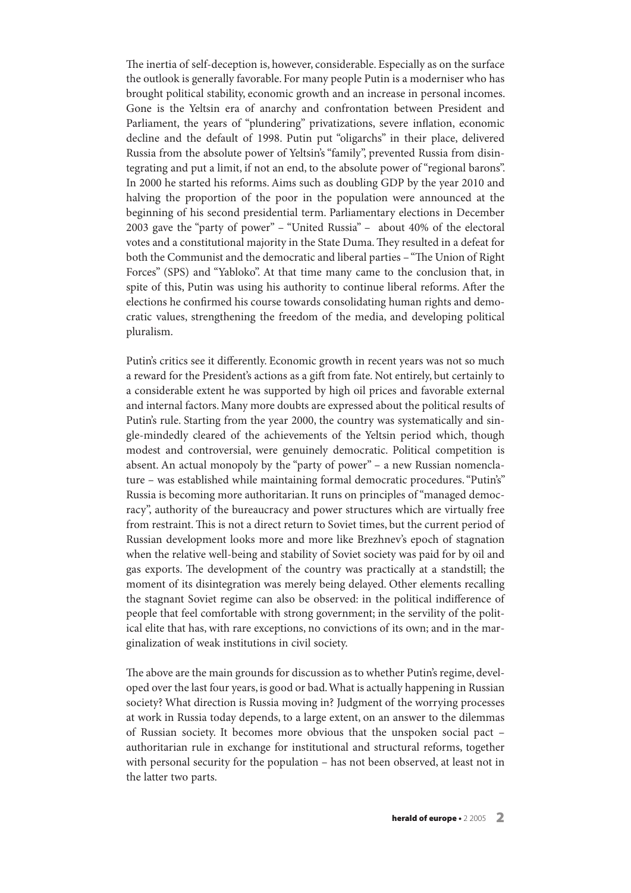The inertia of self-deception is, however, considerable. Especially as on the surface the outlook is generally favorable. For many people Putin is a moderniser who has brought political stability, economic growth and an increase in personal incomes. Gone is the Yeltsin era of anarchy and confrontation between President and Parliament, the years of "plundering" privatizations, severe inflation, economic decline and the default of 1998. Putin put "oligarchs" in their place, delivered Russia from the absolute power of Yeltsin's "family", prevented Russia from disintegrating and put a limit, if not an end, to the absolute power of "regional barons". In 2000 he started his reforms. Aims such as doubling GDP by the year 2010 and halving the proportion of the poor in the population were announced at the beginning of his second presidential term. Parliamentary elections in December 2003 gave the "party of power" – "United Russia" – about 40% of the electoral votes and a constitutional majority in the State Duma. They resulted in a defeat for both the Communist and the democratic and liberal parties – "The Union of Right Forces" (SPS) and "Yabloko". At that time many came to the conclusion that, in spite of this, Putin was using his authority to continue liberal reforms. After the elections he confirmed his course towards consolidating human rights and democratic values, strengthening the freedom of the media, and developing political pluralism.

Putin's critics see it differently. Economic growth in recent years was not so much a reward for the President's actions as a gift from fate. Not entirely, but certainly to a considerable extent he was supported by high oil prices and favorable external and internal factors. Many more doubts are expressed about the political results of Putin's rule. Starting from the year 2000, the country was systematically and single-mindedly cleared of the achievements of the Yeltsin period which, though modest and controversial, were genuinely democratic. Political competition is absent. An actual monopoly by the "party of power" – a new Russian nomenclature – was established while maintaining formal democratic procedures. "Putin's" Russia is becoming more authoritarian. It runs on principles of "managed democracy", authority of the bureaucracy and power structures which are virtually free from restraint. This is not a direct return to Soviet times, but the current period of Russian development looks more and more like Brezhnev's epoch of stagnation when the relative well-being and stability of Soviet society was paid for by oil and gas exports. The development of the country was practically at a standstill; the moment of its disintegration was merely being delayed. Other elements recalling the stagnant Soviet regime can also be observed: in the political indifference of people that feel comfortable with strong government; in the servility of the political elite that has, with rare exceptions, no convictions of its own; and in the marginalization of weak institutions in civil society.

The above are the main grounds for discussion as to whether Putin's regime, developed over the last four years, is good or bad. What is actually happening in Russian society? What direction is Russia moving in? Judgment of the worrying processes at work in Russia today depends, to a large extent, on an answer to the dilemmas of Russian society. It becomes more obvious that the unspoken social pact – authoritarian rule in exchange for institutional and structural reforms, together with personal security for the population – has not been observed, at least not in the latter two parts.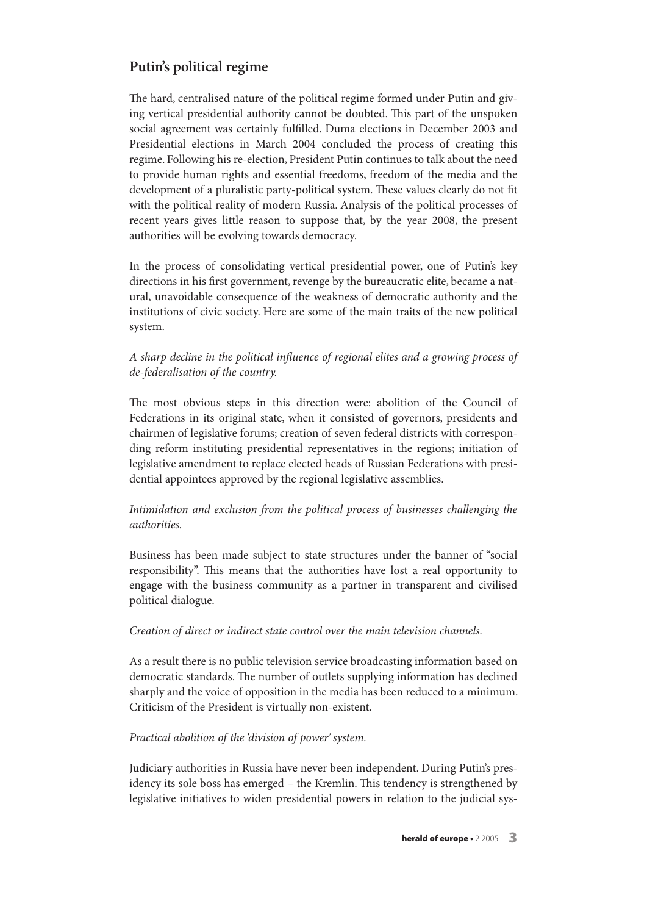## Putin's political regime

The hard, centralised nature of the political regime formed under Putin and giving vertical presidential authority cannot be doubted. This part of the unspoken social agreement was certainly fulfilled. Duma elections in December 2003 and Presidential elections in March 2004 concluded the process of creating this regime. Following his re-election, President Putin continues to talk about the need to provide human rights and essential freedoms, freedom of the media and the development of a pluralistic party-political system. These values clearly do not fit with the political reality of modern Russia. Analysis of the political processes of recent years gives little reason to suppose that, by the year 2008, the present authorities will be evolving towards democracy.

In the process of consolidating vertical presidential power, one of Putin's key directions in his first government, revenge by the bureaucratic elite, became a natural, unavoidable consequence of the weakness of democratic authority and the institutions of civic society. Here are some of the main traits of the new political system.

*A sharp decline in the political influence of regional elites and a growing process of de-federalisation of the country.*

The most obvious steps in this direction were: abolition of the Council of Federations in its original state, when it consisted of governors, presidents and chairmen of legislative forums; creation of seven federal districts with corresponding reform instituting presidential representatives in the regions; initiation of legislative amendment to replace elected heads of Russian Federations with presidential appointees approved by the regional legislative assemblies.

*Intimidation and exclusion from the political process of businesses challenging the authorities.*

Business has been made subject to state structures under the banner of "social responsibility". This means that the authorities have lost a real opportunity to engage with the business community as a partner in transparent and civilised political dialogue.

*Creation of direct or indirect state control over the main television channels.*

As a result there is no public television service broadcasting information based on democratic standards. The number of outlets supplying information has declined sharply and the voice of opposition in the media has been reduced to a minimum. Criticism of the President is virtually non-existent.

*Practical abolition of the 'division of power' system.*

Judiciary authorities in Russia have never been independent. During Putin's presidency its sole boss has emerged – the Kremlin. This tendency is strengthened by legislative initiatives to widen presidential powers in relation to the judicial sys-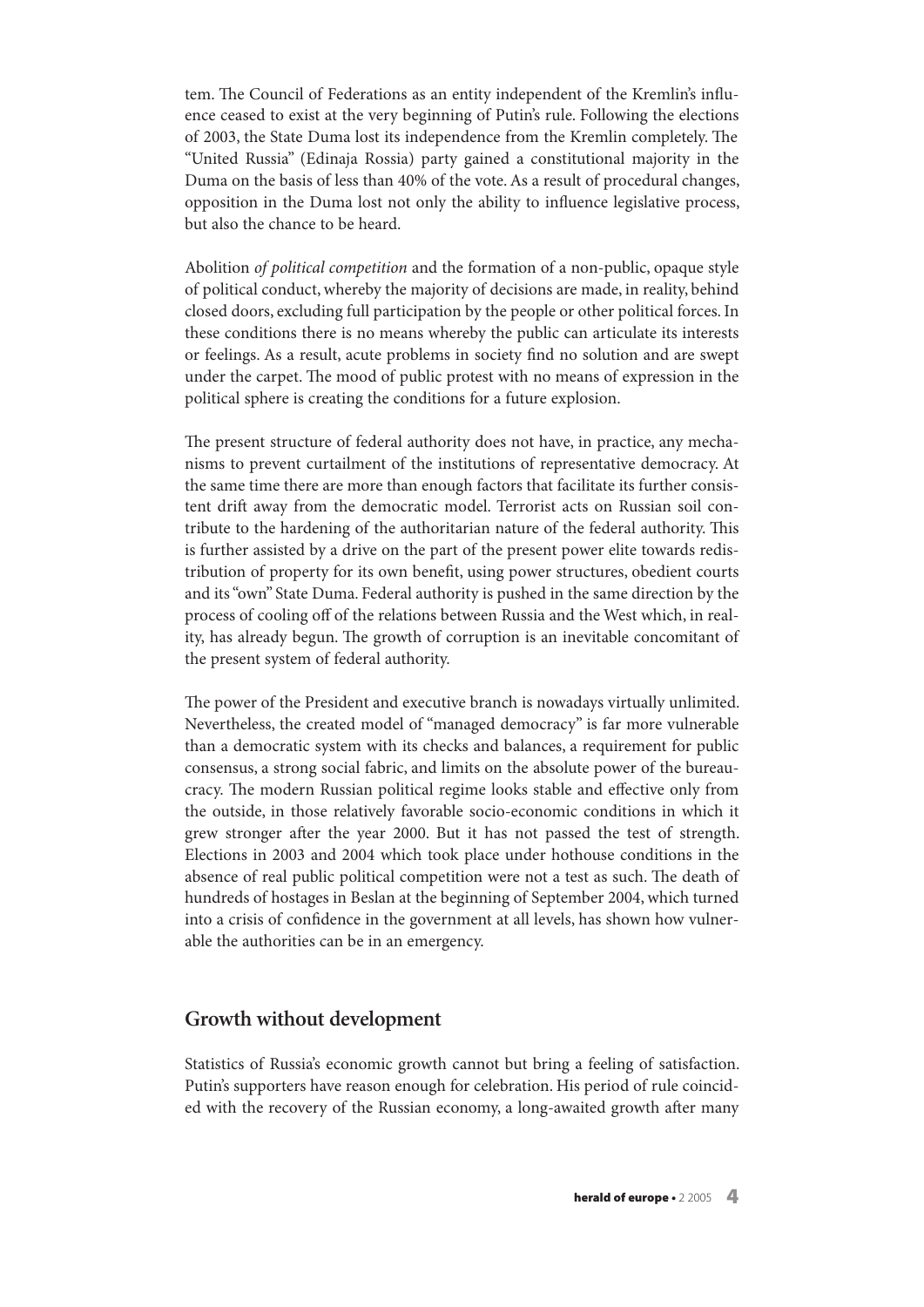tem. The Council of Federations as an entity independent of the Kremlin's influence ceased to exist at the very beginning of Putin's rule. Following the elections of 2003, the State Duma lost its independence from the Kremlin completely. The "United Russia" (Edinaja Rossia) party gained a constitutional majority in the Duma on the basis of less than 40% of the vote. As a result of procedural changes, opposition in the Duma lost not only the ability to influence legislative process, but also the chance to be heard.

Abolition *of political competition* and the formation of a non-public, opaque style of political conduct, whereby the majority of decisions are made, in reality, behind closed doors, excluding full participation by the people or other political forces. In these conditions there is no means whereby the public can articulate its interests or feelings. As a result, acute problems in society find no solution and are swept under the carpet. The mood of public protest with no means of expression in the political sphere is creating the conditions for a future explosion.

The present structure of federal authority does not have, in practice, any mechanisms to prevent curtailment of the institutions of representative democracy. At the same time there are more than enough factors that facilitate its further consistent drift away from the democratic model. Terrorist acts on Russian soil contribute to the hardening of the authoritarian nature of the federal authority. This is further assisted by a drive on the part of the present power elite towards redistribution of property for its own benefit, using power structures, obedient courts and its "own" State Duma. Federal authority is pushed in the same direction by the process of cooling off of the relations between Russia and the West which, in reality, has already begun. The growth of corruption is an inevitable concomitant of the present system of federal authority.

The power of the President and executive branch is nowadays virtually unlimited. Nevertheless, the created model of "managed democracy" is far more vulnerable than a democratic system with its checks and balances, a requirement for public consensus, a strong social fabric, and limits on the absolute power of the bureaucracy. The modern Russian political regime looks stable and effective only from the outside, in those relatively favorable socio-economic conditions in which it grew stronger after the year 2000. But it has not passed the test of strength. Elections in 2003 and 2004 which took place under hothouse conditions in the absence of real public political competition were not a test as such. The death of hundreds of hostages in Beslan at the beginning of September 2004, which turned into a crisis of confidence in the government at all levels, has shown how vulnerable the authorities can be in an emergency.

## Growth without development

Statistics of Russia's economic growth cannot but bring a feeling of satisfaction. Putin's supporters have reason enough for celebration. His period of rule coincided with the recovery of the Russian economy, a long-awaited growth after many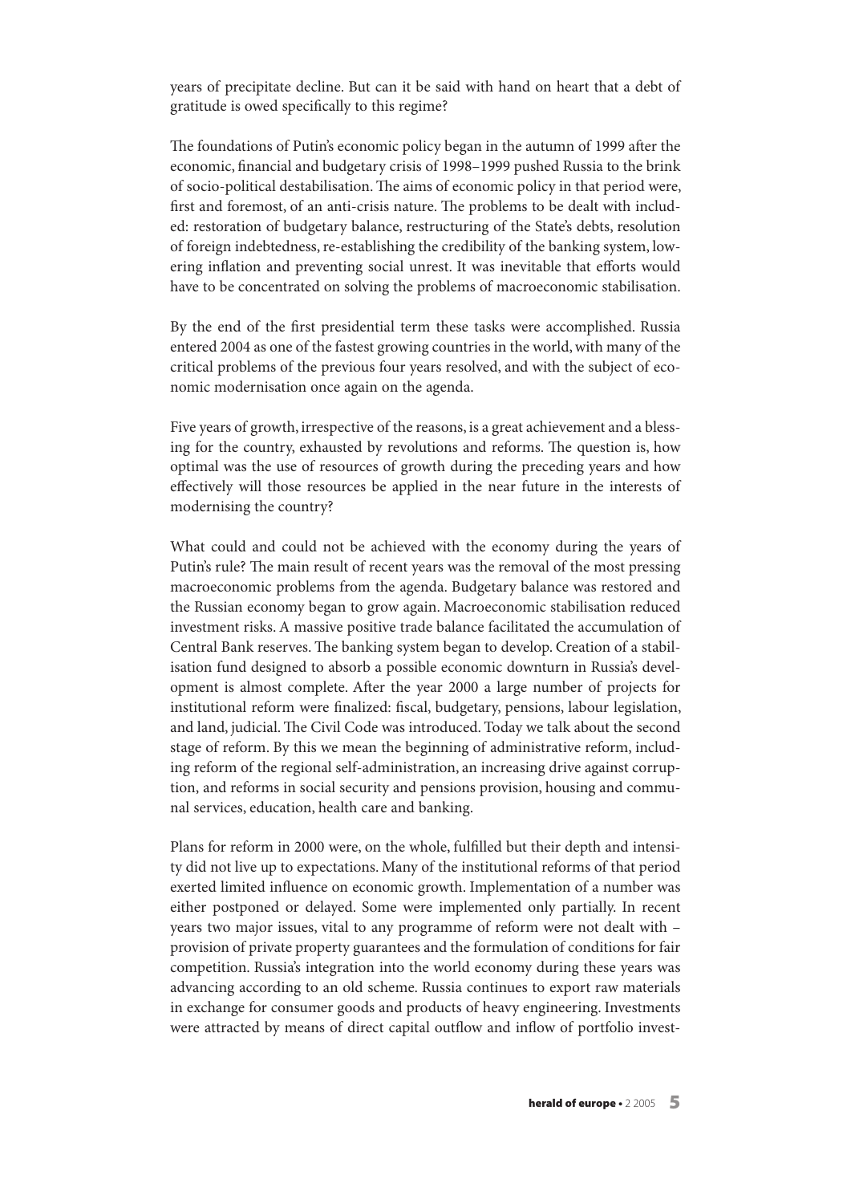years of precipitate decline. But can it be said with hand on heart that a debt of gratitude is owed specifically to this regime?

The foundations of Putin's economic policy began in the autumn of 1999 after the economic, financial and budgetary crisis of 1998–1999 pushed Russia to the brink of socio-political destabilisation. The aims of economic policy in that period were, first and foremost, of an anti-crisis nature. The problems to be dealt with included: restoration of budgetary balance, restructuring of the State's debts, resolution of foreign indebtedness, re-establishing the credibility of the banking system, lowering inflation and preventing social unrest. It was inevitable that efforts would have to be concentrated on solving the problems of macroeconomic stabilisation.

By the end of the first presidential term these tasks were accomplished. Russia entered 2004 as one of the fastest growing countries in the world, with many of the critical problems of the previous four years resolved, and with the subject of economic modernisation once again on the agenda.

Five years of growth, irrespective of the reasons, is a great achievement and a blessing for the country, exhausted by revolutions and reforms. The question is, how optimal was the use of resources of growth during the preceding years and how effectively will those resources be applied in the near future in the interests of modernising the country?

What could and could not be achieved with the economy during the years of Putin's rule? The main result of recent years was the removal of the most pressing macroeconomic problems from the agenda. Budgetary balance was restored and the Russian economy began to grow again. Macroeconomic stabilisation reduced investment risks. A massive positive trade balance facilitated the accumulation of Central Bank reserves. The banking system began to develop. Creation of a stabilisation fund designed to absorb a possible economic downturn in Russia's development is almost complete. After the year 2000 a large number of projects for institutional reform were finalized: fiscal, budgetary, pensions, labour legislation, and land, judicial. The Civil Code was introduced. Today we talk about the second stage of reform. By this we mean the beginning of administrative reform, including reform of the regional self-administration, an increasing drive against corruption, and reforms in social security and pensions provision, housing and communal services, education, health care and banking.

Plans for reform in 2000 were, on the whole, fulfilled but their depth and intensity did not live up to expectations. Many of the institutional reforms of that period exerted limited influence on economic growth. Implementation of a number was either postponed or delayed. Some were implemented only partially. In recent years two major issues, vital to any programme of reform were not dealt with – provision of private property guarantees and the formulation of conditions for fair competition. Russia's integration into the world economy during these years was advancing according to an old scheme. Russia continues to export raw materials in exchange for consumer goods and products of heavy engineering. Investments were attracted by means of direct capital outflow and inflow of portfolio invest-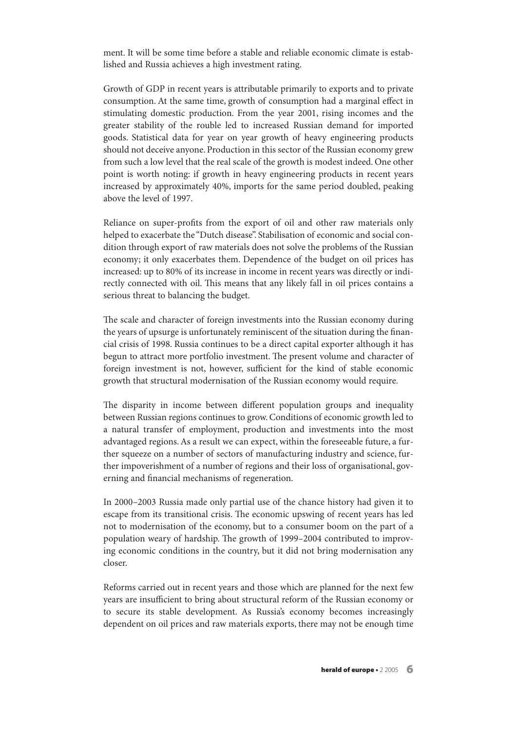ment. It will be some time before a stable and reliable economic climate is established and Russia achieves a high investment rating.

Growth of GDP in recent years is attributable primarily to exports and to private consumption. At the same time, growth of consumption had a marginal effect in stimulating domestic production. From the year 2001, rising incomes and the greater stability of the rouble led to increased Russian demand for imported goods. Statistical data for year on year growth of heavy engineering products should not deceive anyone. Production in this sector of the Russian economy grew from such a low level that the real scale of the growth is modest indeed. One other point is worth noting: if growth in heavy engineering products in recent years increased by approximately 40%, imports for the same period doubled, peaking above the level of 1997.

Reliance on super-profits from the export of oil and other raw materials only helped to exacerbate the "Dutch disease". Stabilisation of economic and social condition through export of raw materials does not solve the problems of the Russian economy; it only exacerbates them. Dependence of the budget on oil prices has increased: up to 80% of its increase in income in recent years was directly or indirectly connected with oil. This means that any likely fall in oil prices contains a serious threat to balancing the budget.

The scale and character of foreign investments into the Russian economy during the years of upsurge is unfortunately reminiscent of the situation during the financial crisis of 1998. Russia continues to be a direct capital exporter although it has begun to attract more portfolio investment. The present volume and character of foreign investment is not, however, sufficient for the kind of stable economic growth that structural modernisation of the Russian economy would require.

The disparity in income between different population groups and inequality between Russian regions continues to grow. Conditions of economic growth led to a natural transfer of employment, production and investments into the most advantaged regions. As a result we can expect, within the foreseeable future, a further squeeze on a number of sectors of manufacturing industry and science, further impoverishment of a number of regions and their loss of organisational, governing and financial mechanisms of regeneration.

In 2000–2003 Russia made only partial use of the chance history had given it to escape from its transitional crisis. The economic upswing of recent years has led not to modernisation of the economy, but to a consumer boom on the part of a population weary of hardship. The growth of 1999–2004 contributed to improving economic conditions in the country, but it did not bring modernisation any closer.

Reforms carried out in recent years and those which are planned for the next few years are insufficient to bring about structural reform of the Russian economy or to secure its stable development. As Russia's economy becomes increasingly dependent on oil prices and raw materials exports, there may not be enough time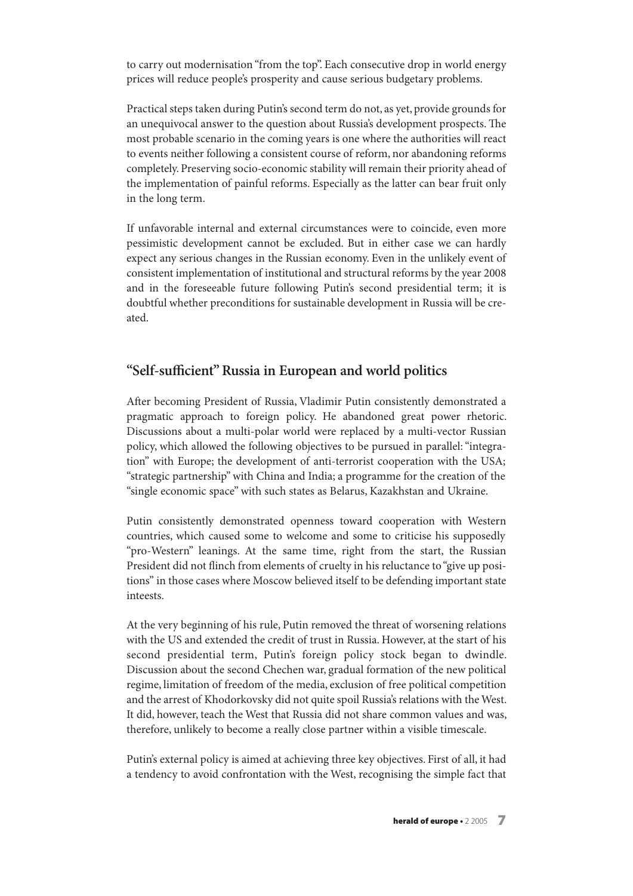to carry out modernisation "from the top". Each consecutive drop in world energy prices will reduce people's prosperity and cause serious budgetary problems.

Practical steps taken during Putin's second term do not, as yet, provide grounds for an unequivocal answer to the question about Russia's development prospects. The most probable scenario in the coming years is one where the authorities will react to events neither following a consistent course of reform, nor abandoning reforms completely. Preserving socio-economic stability will remain their priority ahead of the implementation of painful reforms. Especially as the latter can bear fruit only in the long term.

If unfavorable internal and external circumstances were to coincide, even more pessimistic development cannot be excluded. But in either case we can hardly expect any serious changes in the Russian economy. Even in the unlikely event of consistent implementation of institutional and structural reforms by the year 2008 and in the foreseeable future following Putin's second presidential term; it is doubtful whether preconditions for sustainable development in Russia will be created.

## "Self-sufficient" Russia in European and world politics

After becoming President of Russia, Vladimir Putin consistently demonstrated a pragmatic approach to foreign policy. He abandoned great power rhetoric. Discussions about a multi-polar world were replaced by a multi-vector Russian policy, which allowed the following objectives to be pursued in parallel: "integration" with Europe; the development of anti-terrorist cooperation with the USA; "strategic partnership" with China and India; a programme for the creation of the "single economic space" with such states as Belarus, Kazakhstan and Ukraine.

Putin consistently demonstrated openness toward cooperation with Western countries, which caused some to welcome and some to criticise his supposedly "pro-Western" leanings. At the same time, right from the start, the Russian President did not flinch from elements of cruelty in his reluctance to "give up positions" in those cases where Moscow believed itself to be defending important state inteests.

At the very beginning of his rule, Putin removed the threat of worsening relations with the US and extended the credit of trust in Russia. However, at the start of his second presidential term, Putin's foreign policy stock began to dwindle. Discussion about the second Chechen war, gradual formation of the new political regime, limitation of freedom of the media, exclusion of free political competition and the arrest of Khodorkovsky did not quite spoil Russia's relations with the West. It did, however, teach the West that Russia did not share common values and was, therefore, unlikely to become a really close partner within a visible timescale.

Putin's external policy is aimed at achieving three key objectives. First of all, it had a tendency to avoid confrontation with the West, recognising the simple fact that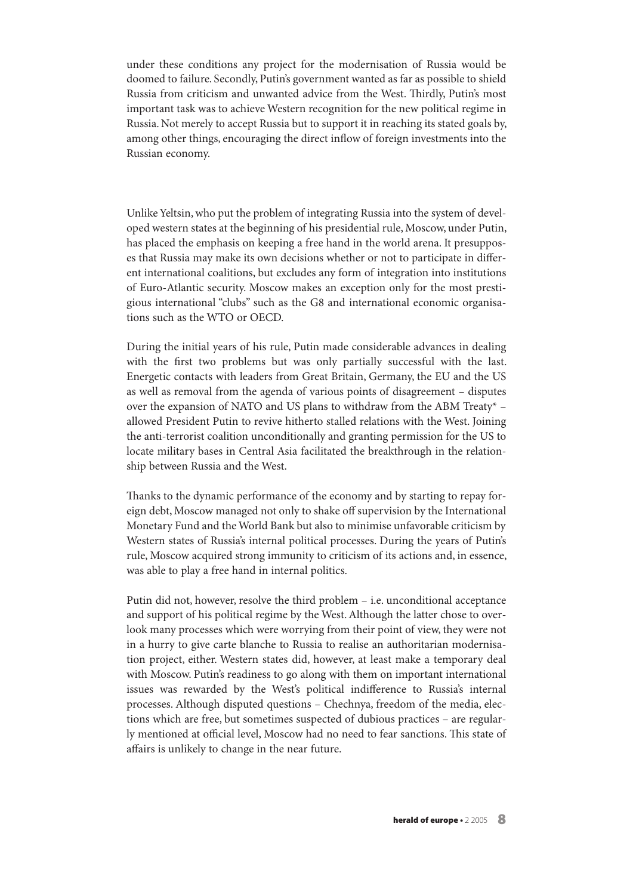under these conditions any project for the modernisation of Russia would be doomed to failure. Secondly, Putin's government wanted as far as possible to shield Russia from criticism and unwanted advice from the West. Thirdly, Putin's most important task was to achieve Western recognition for the new political regime in Russia. Not merely to accept Russia but to support it in reaching its stated goals by, among other things, encouraging the direct inflow of foreign investments into the Russian economy.

Unlike Yeltsin, who put the problem of integrating Russia into the system of developed western states at the beginning of his presidential rule, Moscow, under Putin, has placed the emphasis on keeping a free hand in the world arena. It presupposes that Russia may make its own decisions whether or not to participate in different international coalitions, but excludes any form of integration into institutions of Euro-Atlantic security. Moscow makes an exception only for the most prestigious international "clubs" such as the G8 and international economic organisations such as the WTO or OECD.

During the initial years of his rule, Putin made considerable advances in dealing with the first two problems but was only partially successful with the last. Energetic contacts with leaders from Great Britain, Germany, the EU and the US as well as removal from the agenda of various points of disagreement – disputes over the expansion of NATO and US plans to withdraw from the ABM Treaty* – allowed President Putin to revive hitherto stalled relations with the West. Joining the anti-terrorist coalition unconditionally and granting permission for the US to locate military bases in Central Asia facilitated the breakthrough in the relationship between Russia and the West.

Thanks to the dynamic performance of the economy and by starting to repay foreign debt, Moscow managed not only to shake off supervision by the International Monetary Fund and the World Bank but also to minimise unfavorable criticism by Western states of Russia's internal political processes. During the years of Putin's rule, Moscow acquired strong immunity to criticism of its actions and, in essence, was able to play a free hand in internal politics.

Putin did not, however, resolve the third problem – i.e. unconditional acceptance and support of his political regime by the West. Although the latter chose to overlook many processes which were worrying from their point of view, they were not in a hurry to give carte blanche to Russia to realise an authoritarian modernisation project, either. Western states did, however, at least make a temporary deal with Moscow. Putin's readiness to go along with them on important international issues was rewarded by the West's political indifference to Russia's internal processes. Although disputed questions – Chechnya, freedom of the media, elections which are free, but sometimes suspected of dubious practices – are regularly mentioned at official level, Moscow had no need to fear sanctions. This state of affairs is unlikely to change in the near future.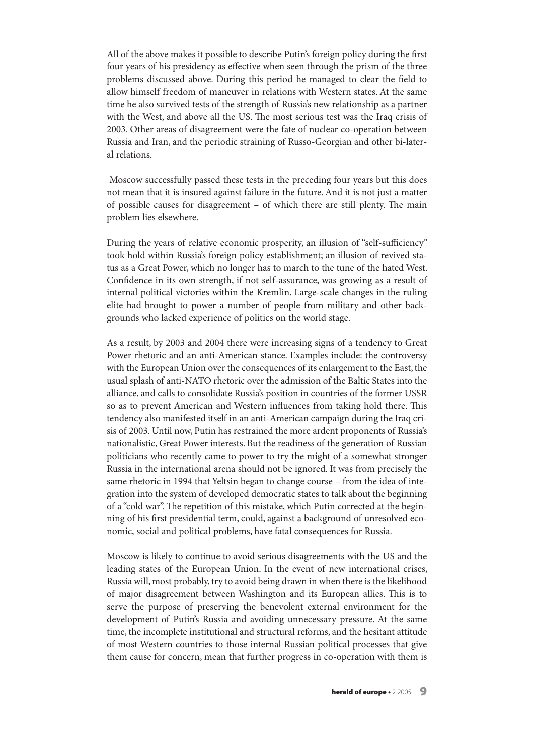All of the above makes it possible to describe Putin's foreign policy during the first four years of his presidency as effective when seen through the prism of the three problems discussed above. During this period he managed to clear the field to allow himself freedom of maneuver in relations with Western states. At the same time he also survived tests of the strength of Russia's new relationship as a partner with the West, and above all the US. The most serious test was the Iraq crisis of 2003. Other areas of disagreement were the fate of nuclear co-operation between Russia and Iran, and the periodic straining of Russo-Georgian and other bi-lateral relations.

Moscow successfully passed these tests in the preceding four years but this does not mean that it is insured against failure in the future. And it is not just a matter of possible causes for disagreement – of which there are still plenty. The main problem lies elsewhere.

During the years of relative economic prosperity, an illusion of "self-sufficiency" took hold within Russia's foreign policy establishment; an illusion of revived status as a Great Power, which no longer has to march to the tune of the hated West. Confidence in its own strength, if not self-assurance, was growing as a result of internal political victories within the Kremlin. Large-scale changes in the ruling elite had brought to power a number of people from military and other backgrounds who lacked experience of politics on the world stage.

As a result, by 2003 and 2004 there were increasing signs of a tendency to Great Power rhetoric and an anti-American stance. Examples include: the controversy with the European Union over the consequences of its enlargement to the East, the usual splash of anti-NATO rhetoric over the admission of the Baltic States into the alliance, and calls to consolidate Russia's position in countries of the former USSR so as to prevent American and Western influences from taking hold there. This tendency also manifested itself in an anti-American campaign during the Iraq crisis of 2003. Until now, Putin has restrained the more ardent proponents of Russia's nationalistic, Great Power interests. But the readiness of the generation of Russian politicians who recently came to power to try the might of a somewhat stronger Russia in the international arena should not be ignored. It was from precisely the same rhetoric in 1994 that Yeltsin began to change course – from the idea of integration into the system of developed democratic states to talk about the beginning of a "cold war". The repetition of this mistake, which Putin corrected at the beginning of his first presidential term, could, against a background of unresolved economic, social and political problems, have fatal consequences for Russia.

Moscow is likely to continue to avoid serious disagreements with the US and the leading states of the European Union. In the event of new international crises, Russia will, most probably, try to avoid being drawn in when there is the likelihood of major disagreement between Washington and its European allies. This is to serve the purpose of preserving the benevolent external environment for the development of Putin's Russia and avoiding unnecessary pressure. At the same time, the incomplete institutional and structural reforms, and the hesitant attitude of most Western countries to those internal Russian political processes that give them cause for concern, mean that further progress in co-operation with them is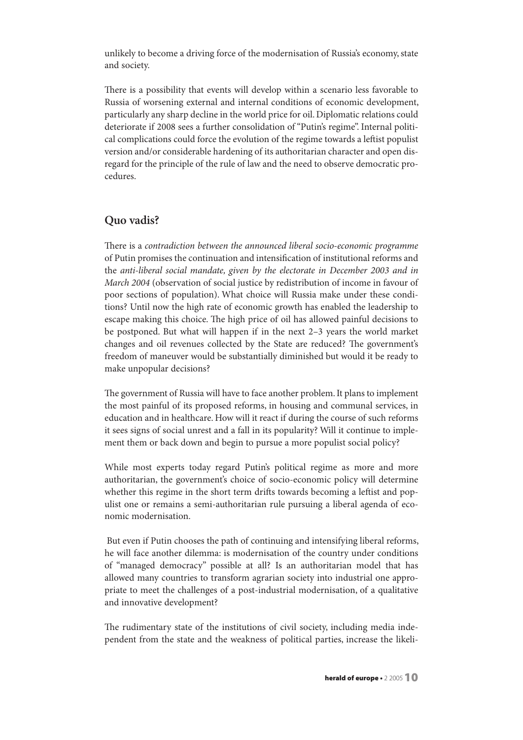unlikely to become a driving force of the modernisation of Russia's economy, state and society.

There is a possibility that events will develop within a scenario less favorable to Russia of worsening external and internal conditions of economic development, particularly any sharp decline in the world price for oil. Diplomatic relations could deteriorate if 2008 sees a further consolidation of "Putin's regime". Internal political complications could force the evolution of the regime towards a leftist populist version and/or considerable hardening of its authoritarian character and open disregard for the principle of the rule of law and the need to observe democratic procedures.

## Quo vadis?

There is a *contradiction between the announced liberal socio-economic programme* of Putin promises the continuation and intensification of institutional reforms and the *anti-liberal social mandate, given by the electorate in December 2003 and in March 2004* (observation of social justice by redistribution of income in favour of poor sections of population). What choice will Russia make under these conditions? Until now the high rate of economic growth has enabled the leadership to escape making this choice. The high price of oil has allowed painful decisions to be postponed. But what will happen if in the next 2–3 years the world market changes and oil revenues collected by the State are reduced? The government's freedom of maneuver would be substantially diminished but would it be ready to make unpopular decisions?

The government of Russia will have to face another problem. It plans to implement the most painful of its proposed reforms, in housing and communal services, in education and in healthcare. How will it react if during the course of such reforms it sees signs of social unrest and a fall in its popularity? Will it continue to implement them or back down and begin to pursue a more populist social policy?

While most experts today regard Putin's political regime as more and more authoritarian, the government's choice of socio-economic policy will determine whether this regime in the short term drifts towards becoming a leftist and populist one or remains a semi-authoritarian rule pursuing a liberal agenda of economic modernisation.

But even if Putin chooses the path of continuing and intensifying liberal reforms, he will face another dilemma: is modernisation of the country under conditions of "managed democracy" possible at all? Is an authoritarian model that has allowed many countries to transform agrarian society into industrial one appropriate to meet the challenges of a post-industrial modernisation, of a qualitative and innovative development?

The rudimentary state of the institutions of civil society, including media independent from the state and the weakness of political parties, increase the likeli-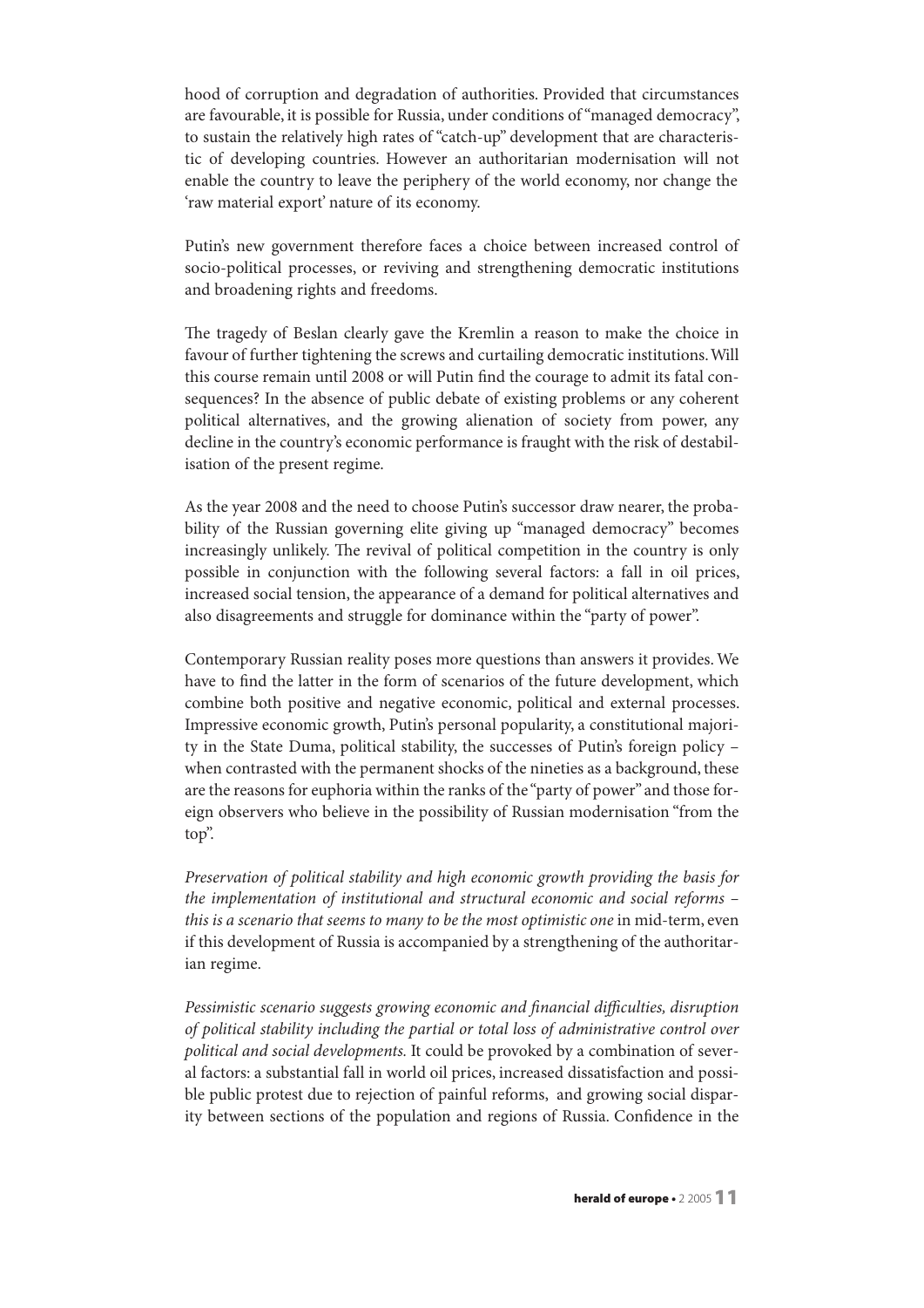hood of corruption and degradation of authorities. Provided that circumstances are favourable, it is possible for Russia, under conditions of "managed democracy", to sustain the relatively high rates of "catch-up" development that are characteristic of developing countries. However an authoritarian modernisation will not enable the country to leave the periphery of the world economy, nor change the 'raw material export' nature of its economy.

Putin's new government therefore faces a choice between increased control of socio-political processes, or reviving and strengthening democratic institutions and broadening rights and freedoms.

The tragedy of Beslan clearly gave the Kremlin a reason to make the choice in favour of further tightening the screws and curtailing democratic institutions. Will this course remain until 2008 or will Putin find the courage to admit its fatal consequences? In the absence of public debate of existing problems or any coherent political alternatives, and the growing alienation of society from power, any decline in the country's economic performance is fraught with the risk of destabilisation of the present regime.

As the year 2008 and the need to choose Putin's successor draw nearer, the probability of the Russian governing elite giving up "managed democracy" becomes increasingly unlikely. The revival of political competition in the country is only possible in conjunction with the following several factors: a fall in oil prices, increased social tension, the appearance of a demand for political alternatives and also disagreements and struggle for dominance within the "party of power".

Contemporary Russian reality poses more questions than answers it provides. We have to find the latter in the form of scenarios of the future development, which combine both positive and negative economic, political and external processes. Impressive economic growth, Putin's personal popularity, a constitutional majority in the State Duma, political stability, the successes of Putin's foreign policy – when contrasted with the permanent shocks of the nineties as a background, these are the reasons for euphoria within the ranks of the "party of power" and those foreign observers who believe in the possibility of Russian modernisation "from the top".

*Preservation of political stability and high economic growth providing the basis for the implementation of institutional and structural economic and social reforms – this is a scenario that seems to many to be the most optimistic one* in mid-term, even if this development of Russia is accompanied by a strengthening of the authoritarian regime.

*Pessimistic scenario suggests growing economic and financial difficulties, disruption of political stability including the partial or total loss of administrative control over political and social developments.* It could be provoked by a combination of several factors: a substantial fall in world oil prices, increased dissatisfaction and possible public protest due to rejection of painful reforms, and growing social disparity between sections of the population and regions of Russia. Confidence in the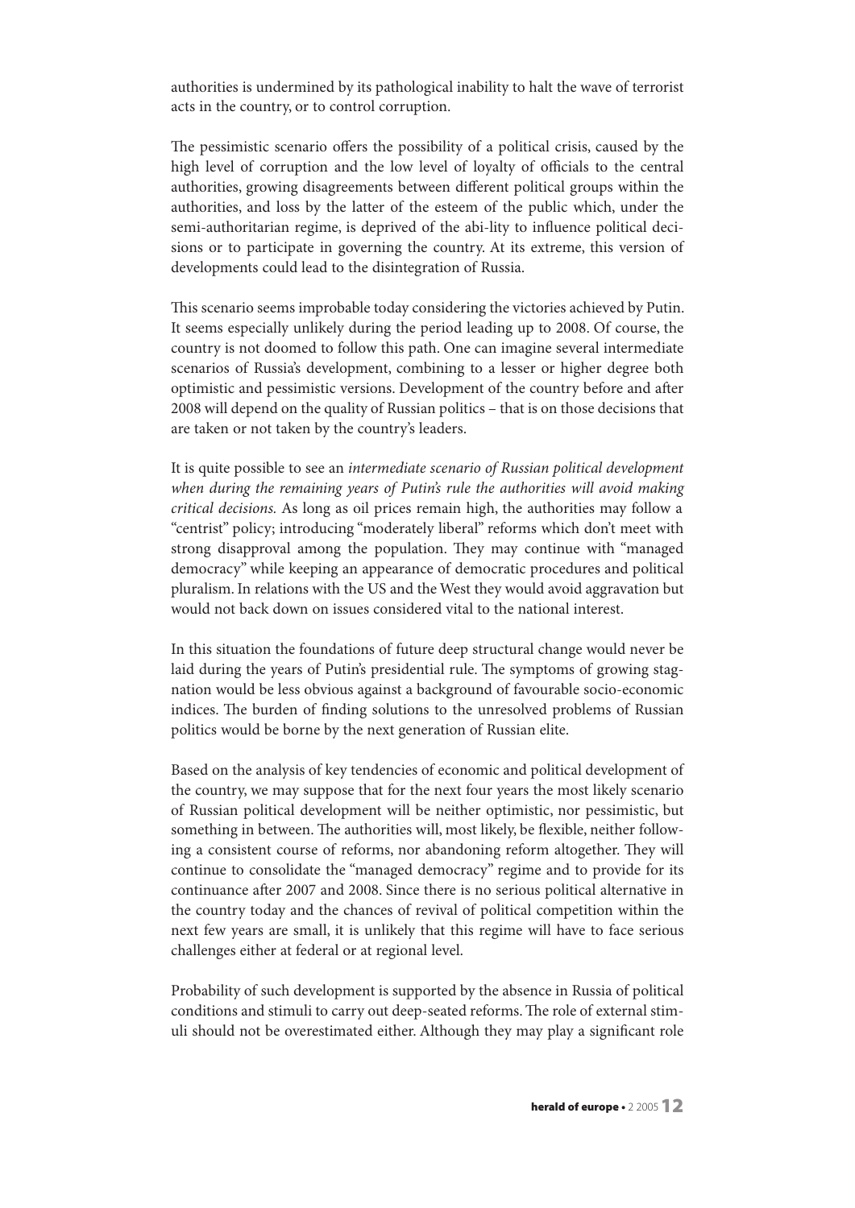authorities is undermined by its pathological inability to halt the wave of terrorist acts in the country, or to control corruption.

The pessimistic scenario offers the possibility of a political crisis, caused by the high level of corruption and the low level of loyalty of officials to the central authorities, growing disagreements between different political groups within the authorities, and loss by the latter of the esteem of the public which, under the semi-authoritarian regime, is deprived of the abi-lity to influence political decisions or to participate in governing the country. At its extreme, this version of developments could lead to the disintegration of Russia.

This scenario seems improbable today considering the victories achieved by Putin. It seems especially unlikely during the period leading up to 2008. Of course, the country is not doomed to follow this path. One can imagine several intermediate scenarios of Russia's development, combining to a lesser or higher degree both optimistic and pessimistic versions. Development of the country before and after 2008 will depend on the quality of Russian politics – that is on those decisions that are taken or not taken by the country's leaders.

It is quite possible to see an *intermediate scenario of Russian political development when during the remaining years of Putin's rule the authorities will avoid making critical decisions.* As long as oil prices remain high, the authorities may follow a "centrist" policy; introducing "moderately liberal" reforms which don't meet with strong disapproval among the population. They may continue with "managed democracy" while keeping an appearance of democratic procedures and political pluralism. In relations with the US and the West they would avoid aggravation but would not back down on issues considered vital to the national interest.

In this situation the foundations of future deep structural change would never be laid during the years of Putin's presidential rule. The symptoms of growing stagnation would be less obvious against a background of favourable socio-economic indices. The burden of finding solutions to the unresolved problems of Russian politics would be borne by the next generation of Russian elite.

Based on the analysis of key tendencies of economic and political development of the country, we may suppose that for the next four years the most likely scenario of Russian political development will be neither optimistic, nor pessimistic, but something in between. The authorities will, most likely, be flexible, neither following a consistent course of reforms, nor abandoning reform altogether. They will continue to consolidate the "managed democracy" regime and to provide for its continuance after 2007 and 2008. Since there is no serious political alternative in the country today and the chances of revival of political competition within the next few years are small, it is unlikely that this regime will have to face serious challenges either at federal or at regional level.

Probability of such development is supported by the absence in Russia of political conditions and stimuli to carry out deep-seated reforms. The role of external stimuli should not be overestimated either. Although they may play a significant role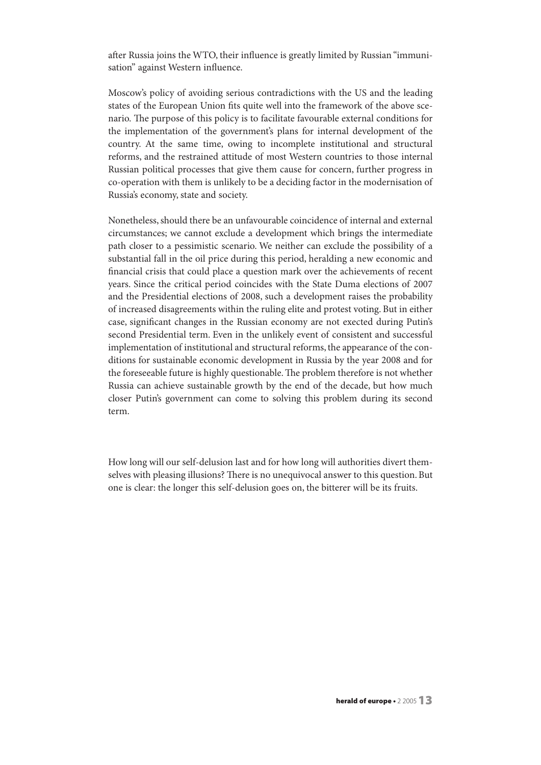after Russia joins the WTO, their influence is greatly limited by Russian "immunisation" against Western influence.

Moscow's policy of avoiding serious contradictions with the US and the leading states of the European Union fits quite well into the framework of the above scenario. The purpose of this policy is to facilitate favourable external conditions for the implementation of the government's plans for internal development of the country. At the same time, owing to incomplete institutional and structural reforms, and the restrained attitude of most Western countries to those internal Russian political processes that give them cause for concern, further progress in co-operation with them is unlikely to be a deciding factor in the modernisation of Russia's economy, state and society.

Nonetheless, should there be an unfavourable coincidence of internal and external circumstances; we cannot exclude a development which brings the intermediate path closer to a pessimistic scenario. We neither can exclude the possibility of a substantial fall in the oil price during this period, heralding a new economic and financial crisis that could place a question mark over the achievements of recent years. Since the critical period coincides with the State Duma elections of 2007 and the Presidential elections of 2008, such a development raises the probability of increased disagreements within the ruling elite and protest voting. But in either case, significant changes in the Russian economy are not exected during Putin's second Presidential term. Even in the unlikely event of consistent and successful implementation of institutional and structural reforms, the appearance of the conditions for sustainable economic development in Russia by the year 2008 and for the foreseeable future is highly questionable. The problem therefore is not whether Russia can achieve sustainable growth by the end of the decade, but how much closer Putin's government can come to solving this problem during its second term.

How long will our self-delusion last and for how long will authorities divert themselves with pleasing illusions? There is no unequivocal answer to this question. But one is clear: the longer this self-delusion goes on, the bitterer will be its fruits.